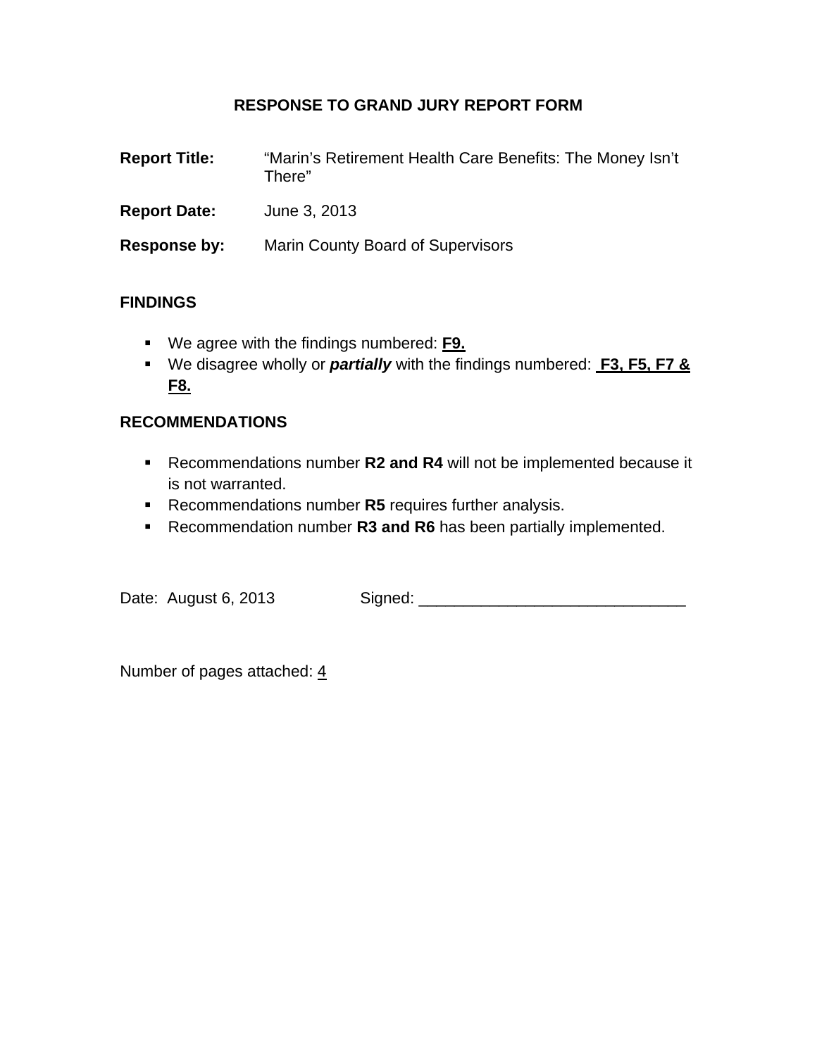# RESPONSE TO GRAND JURY REPORT FORM

**Report Title:** "Marin's Retirement Health Care Benefits: The Money Isn't There"

**Report Date:** June 3, 2013

**Response by:** Marin County Board of Supervisors

## FINDINGS

- We agree with the findings numbered: **F9.**
- We disagree wholly or ***partially*** with the findings numbered: **F3, F5, F7 & F8.**

## RECOMMENDATIONS

- Recommendations number **R2 and R4** will not be implemented because it is not warranted.
- Recommendations number **R5** requires further analysis.
- Recommendation number **R3 and R6** has been partially implemented.

Date: August 6, 2013 Signed: ______________________________

Number of pages attached: 4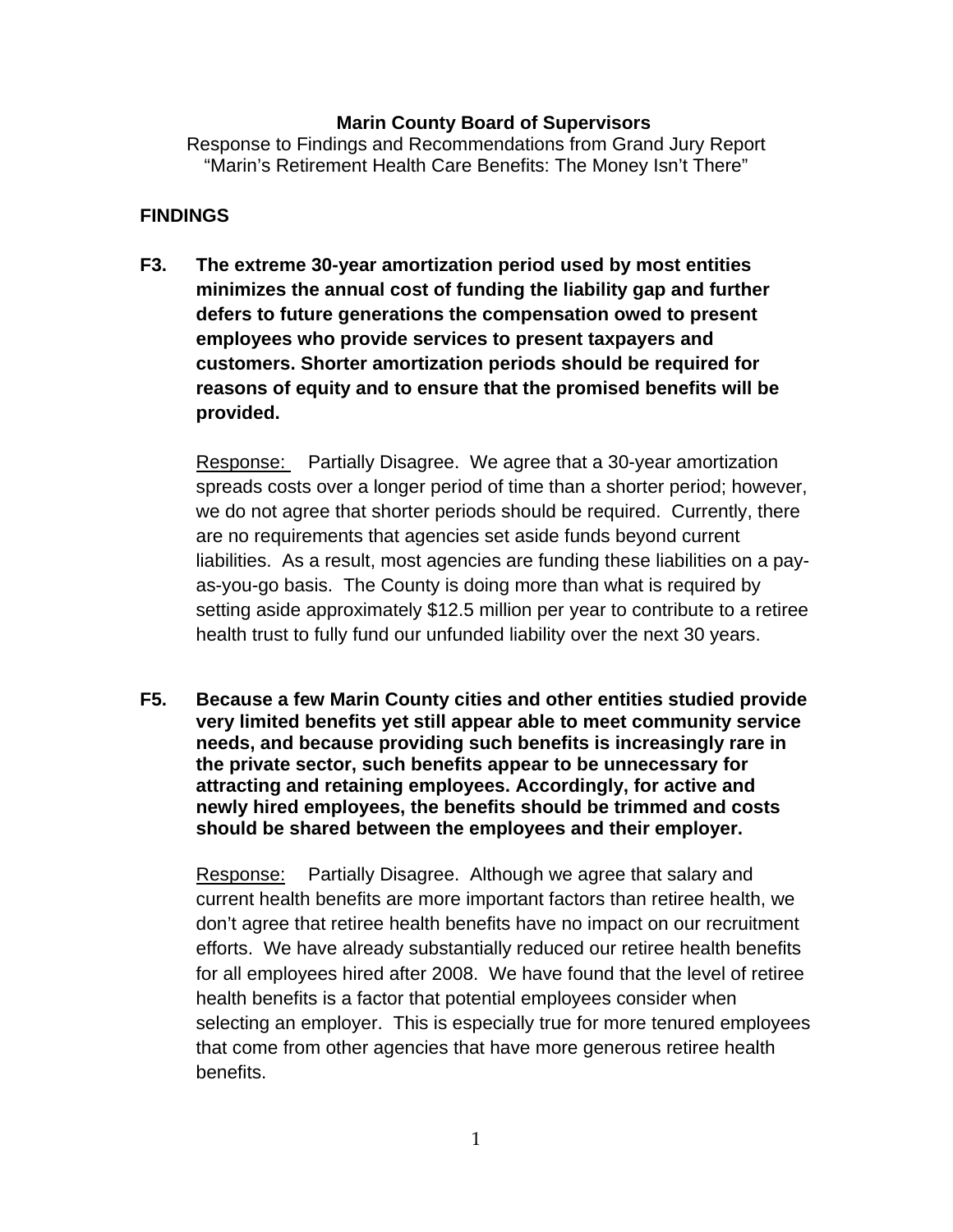**Marin County Board of Supervisors**

Response to Findings and Recommendations from Grand Jury Report
"Marin's Retirement Health Care Benefits: The Money Isn't There"

## FINDINGS

**F3. The extreme 30-year amortization period used by most entities minimizes the annual cost of funding the liability gap and further defers to future generations the compensation owed to present employees who provide services to present taxpayers and customers. Shorter amortization periods should be required for reasons of equity and to ensure that the promised benefits will be provided.**

Response: Partially Disagree. We agree that a 30-year amortization spreads costs over a longer period of time than a shorter period; however, we do not agree that shorter periods should be required. Currently, there are no requirements that agencies set aside funds beyond current liabilities. As a result, most agencies are funding these liabilities on a pay-as-you-go basis. The County is doing more than what is required by setting aside approximately $12.5 million per year to contribute to a retiree health trust to fully fund our unfunded liability over the next 30 years.

**F5. Because a few Marin County cities and other entities studied provide very limited benefits yet still appear able to meet community service needs, and because providing such benefits is increasingly rare in the private sector, such benefits appear to be unnecessary for attracting and retaining employees. Accordingly, for active and newly hired employees, the benefits should be trimmed and costs should be shared between the employees and their employer.**

Response: Partially Disagree. Although we agree that salary and current health benefits are more important factors than retiree health, we don't agree that retiree health benefits have no impact on our recruitment efforts. We have already substantially reduced our retiree health benefits for all employees hired after 2008. We have found that the level of retiree health benefits is a factor that potential employees consider when selecting an employer. This is especially true for more tenured employees that come from other agencies that have more generous retiree health benefits.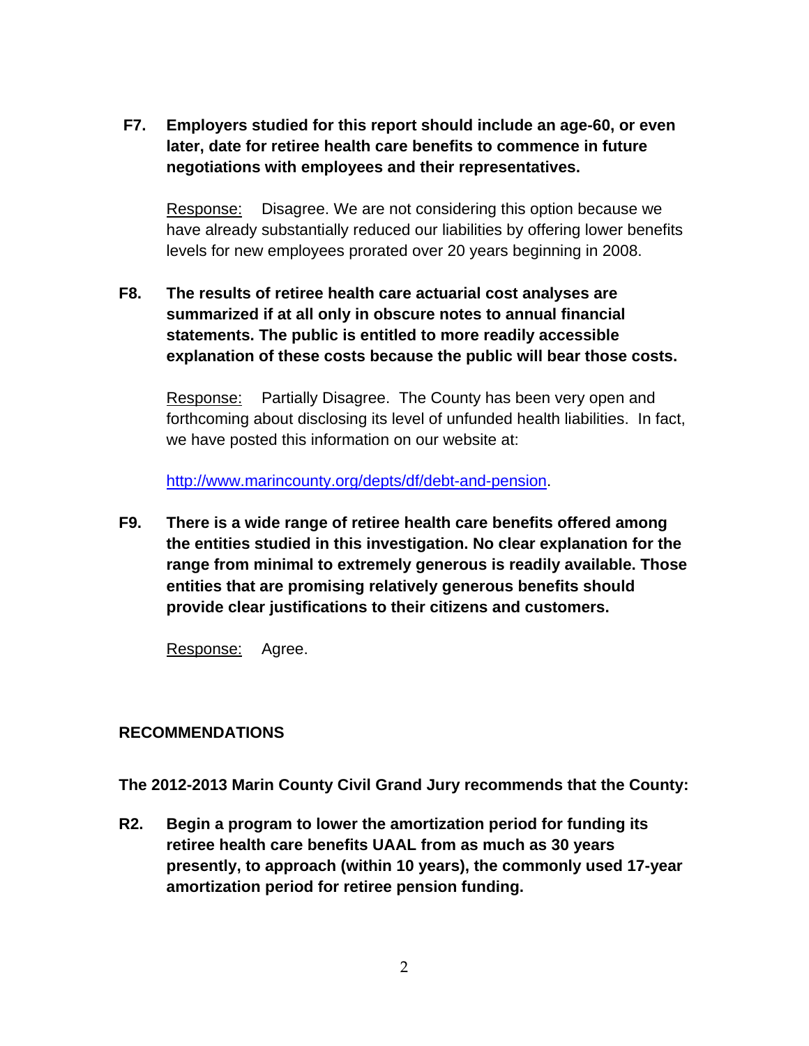**F7. Employers studied for this report should include an age-60, or even later, date for retiree health care benefits to commence in future negotiations with employees and their representatives.**

Response: Disagree. We are not considering this option because we have already substantially reduced our liabilities by offering lower benefits levels for new employees prorated over 20 years beginning in 2008.

**F8. The results of retiree health care actuarial cost analyses are summarized if at all only in obscure notes to annual financial statements. The public is entitled to more readily accessible explanation of these costs because the public will bear those costs.**

Response: Partially Disagree. The County has been very open and forthcoming about disclosing its level of unfunded health liabilities. In fact, we have posted this information on our website at:

http://www.marincounty.org/depts/df/debt-and-pension.

**F9. There is a wide range of retiree health care benefits offered among the entities studied in this investigation. No clear explanation for the range from minimal to extremely generous is readily available. Those entities that are promising relatively generous benefits should provide clear justifications to their citizens and customers.**

Response: Agree.

## RECOMMENDATIONS

**The 2012-2013 Marin County Civil Grand Jury recommends that the County:**

**R2. Begin a program to lower the amortization period for funding its retiree health care benefits UAAL from as much as 30 years presently, to approach (within 10 years), the commonly used 17-year amortization period for retiree pension funding.**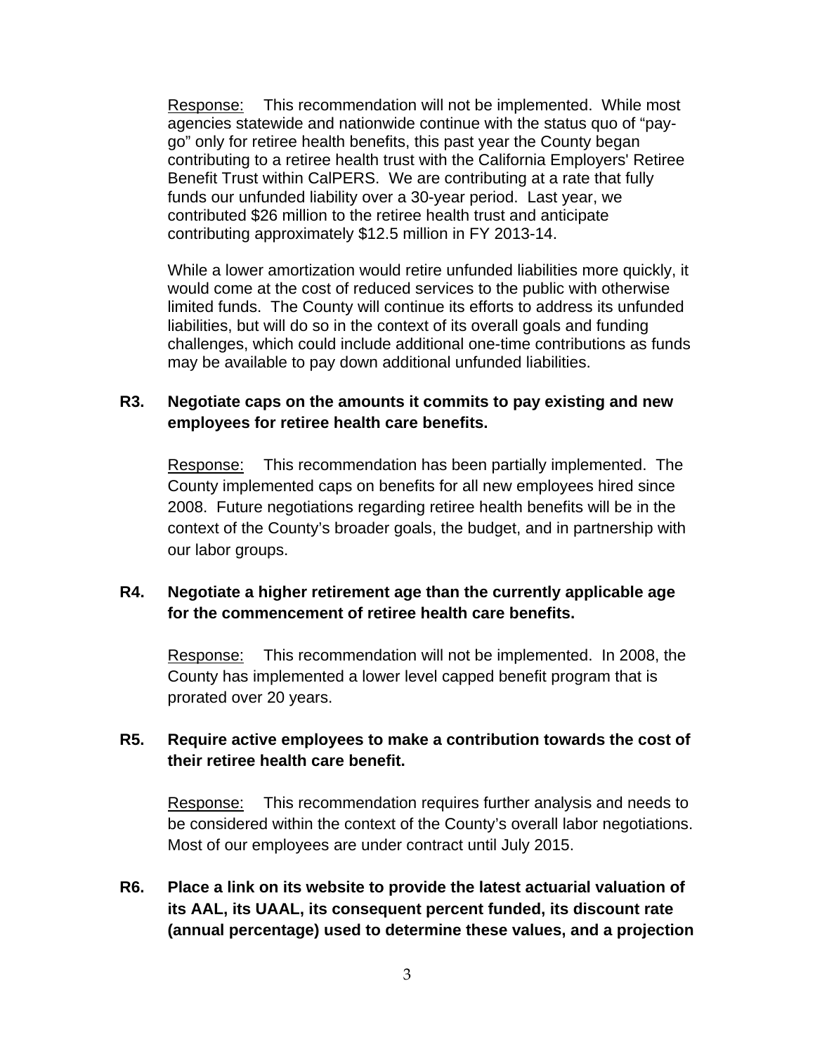Response: This recommendation will not be implemented. While most agencies statewide and nationwide continue with the status quo of "pay-go" only for retiree health benefits, this past year the County began contributing to a retiree health trust with the California Employers' Retiree Benefit Trust within CalPERS. We are contributing at a rate that fully funds our unfunded liability over a 30-year period. Last year, we contributed $26 million to the retiree health trust and anticipate contributing approximately $12.5 million in FY 2013-14.

While a lower amortization would retire unfunded liabilities more quickly, it would come at the cost of reduced services to the public with otherwise limited funds. The County will continue its efforts to address its unfunded liabilities, but will do so in the context of its overall goals and funding challenges, which could include additional one-time contributions as funds may be available to pay down additional unfunded liabilities.

**R3. Negotiate caps on the amounts it commits to pay existing and new employees for retiree health care benefits.**

Response: This recommendation has been partially implemented. The County implemented caps on benefits for all new employees hired since 2008. Future negotiations regarding retiree health benefits will be in the context of the County's broader goals, the budget, and in partnership with our labor groups.

**R4. Negotiate a higher retirement age than the currently applicable age for the commencement of retiree health care benefits.**

Response: This recommendation will not be implemented. In 2008, the County has implemented a lower level capped benefit program that is prorated over 20 years.

**R5. Require active employees to make a contribution towards the cost of their retiree health care benefit.**

Response: This recommendation requires further analysis and needs to be considered within the context of the County's overall labor negotiations. Most of our employees are under contract until July 2015.

**R6. Place a link on its website to provide the latest actuarial valuation of its AAL, its UAAL, its consequent percent funded, its discount rate (annual percentage) used to determine these values, and a projection**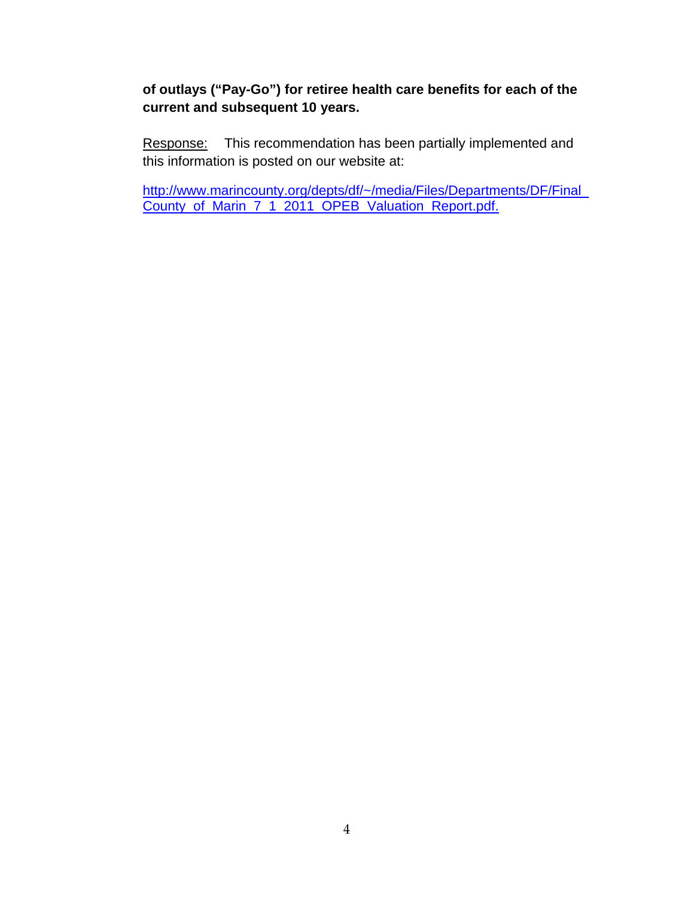**of outlays ("Pay-Go") for retiree health care benefits for each of the current and subsequent 10 years.**

Response: This recommendation has been partially implemented and this information is posted on our website at:

http://www.marincounty.org/depts/df/~/media/Files/Departments/DF/Final_County_of_Marin_7_1_2011_OPEB_Valuation_Report.pdf.